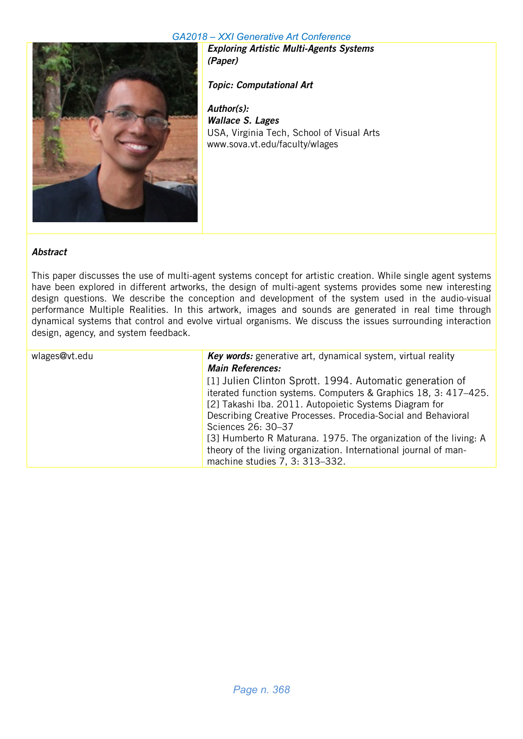***Exploring Artistic Multi-Agents Systems (Paper)***

***Topic: Computational Art***

***Author(s):***
***Wallace S. Lages***
USA, Virginia Tech, School of Visual Arts
www.sova.vt.edu/faculty/wlages

***Abstract***

This paper discusses the use of multi-agent systems concept for artistic creation. While single agent systems have been explored in different artworks, the design of multi-agent systems provides some new interesting design questions. We describe the conception and development of the system used in the audio-visual performance Multiple Realities. In this artwork, images and sounds are generated in real time through dynamical systems that control and evolve virtual organisms. We discuss the issues surrounding interaction design, agency, and system feedback.

wlages@vt.edu

***Key words:*** generative art, dynamical system, virtual reality

***Main References:***

[1] Julien Clinton Sprott. 1994. Automatic generation of iterated function systems. Computers & Graphics 18, 3: 417–425.
[2] Takashi Iba. 2011. Autopoietic Systems Diagram for Describing Creative Processes. Procedia-Social and Behavioral Sciences 26: 30–37
[3] Humberto R Maturana. 1975. The organization of the living: A theory of the living organization. International journal of man-machine studies 7, 3: 313–332.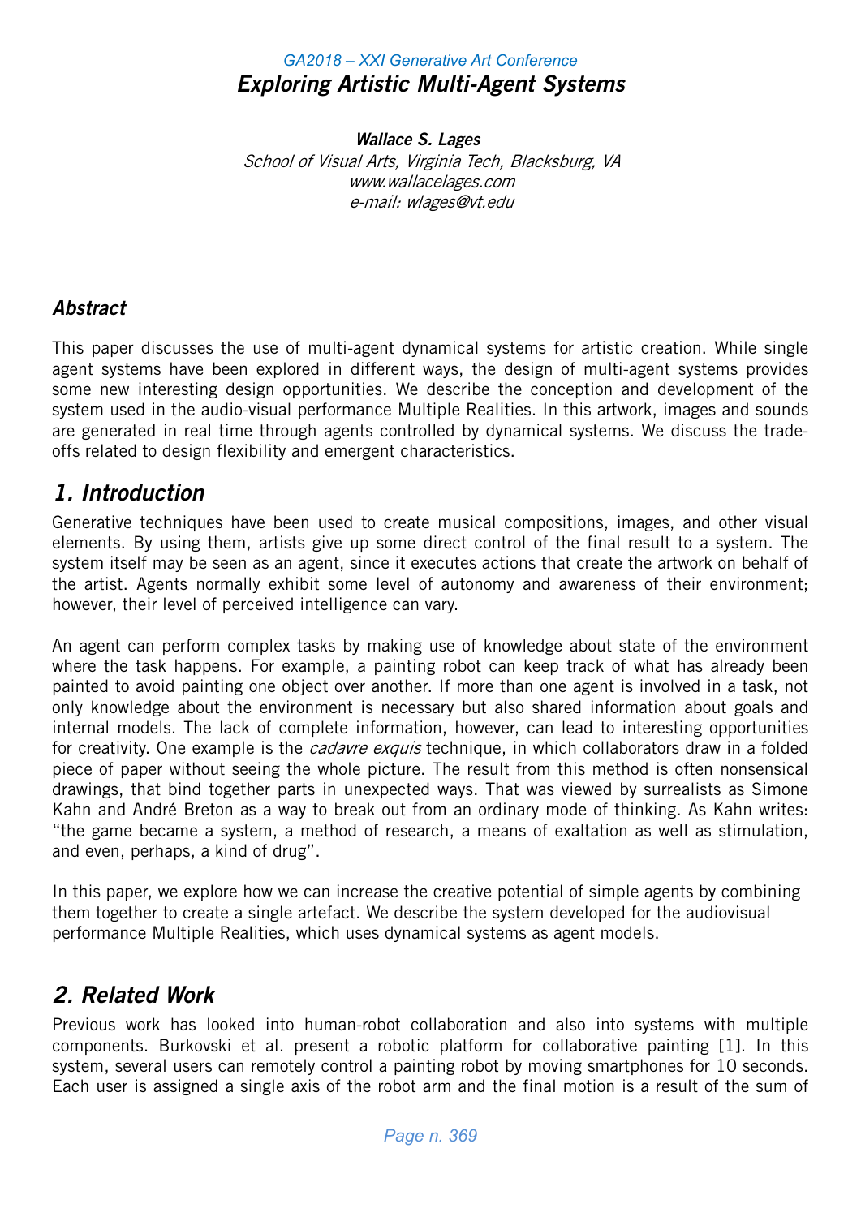# Exploring Artistic Multi-Agent Systems

***Wallace S. Lages***

*School of Visual Arts, Virginia Tech, Blacksburg, VA*
*www.wallacelages.com*
*e-mail: wlages@vt.edu*

## *Abstract*

This paper discusses the use of multi-agent dynamical systems for artistic creation. While single agent systems have been explored in different ways, the design of multi-agent systems provides some new interesting design opportunities. We describe the conception and development of the system used in the audio-visual performance Multiple Realities. In this artwork, images and sounds are generated in real time through agents controlled by dynamical systems. We discuss the trade-offs related to design flexibility and emergent characteristics.

## *1. Introduction*

Generative techniques have been used to create musical compositions, images, and other visual elements. By using them, artists give up some direct control of the final result to a system. The system itself may be seen as an agent, since it executes actions that create the artwork on behalf of the artist. Agents normally exhibit some level of autonomy and awareness of their environment; however, their level of perceived intelligence can vary.

An agent can perform complex tasks by making use of knowledge about state of the environment where the task happens. For example, a painting robot can keep track of what has already been painted to avoid painting one object over another. If more than one agent is involved in a task, not only knowledge about the environment is necessary but also shared information about goals and internal models. The lack of complete information, however, can lead to interesting opportunities for creativity. One example is the *cadavre exquis* technique, in which collaborators draw in a folded piece of paper without seeing the whole picture. The result from this method is often nonsensical drawings, that bind together parts in unexpected ways. That was viewed by surrealists as Simone Kahn and André Breton as a way to break out from an ordinary mode of thinking. As Kahn writes: "the game became a system, a method of research, a means of exaltation as well as stimulation, and even, perhaps, a kind of drug".

In this paper, we explore how we can increase the creative potential of simple agents by combining them together to create a single artefact. We describe the system developed for the audiovisual performance Multiple Realities, which uses dynamical systems as agent models.

## *2. Related Work*

Previous work has looked into human-robot collaboration and also into systems with multiple components. Burkovski et al. present a robotic platform for collaborative painting [1]. In this system, several users can remotely control a painting robot by moving smartphones for 10 seconds. Each user is assigned a single axis of the robot arm and the final motion is a result of the sum of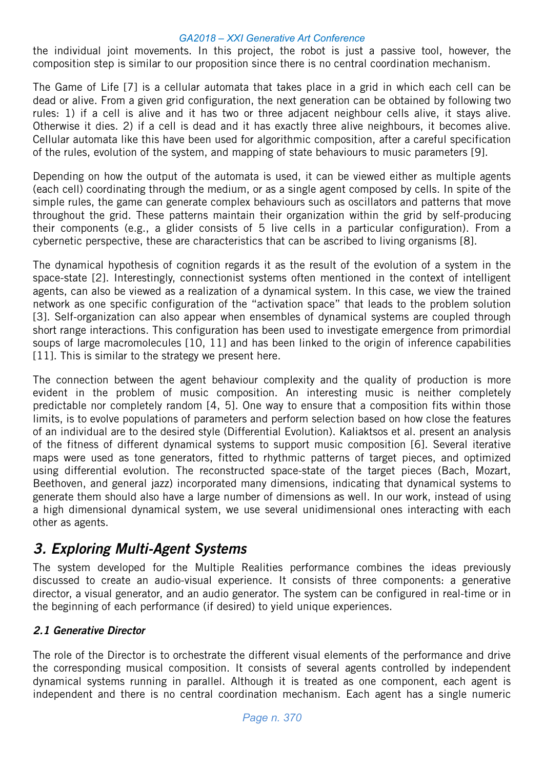the individual joint movements. In this project, the robot is just a passive tool, however, the composition step is similar to our proposition since there is no central coordination mechanism.

The Game of Life [7] is a cellular automata that takes place in a grid in which each cell can be dead or alive. From a given grid configuration, the next generation can be obtained by following two rules: 1) if a cell is alive and it has two or three adjacent neighbour cells alive, it stays alive. Otherwise it dies. 2) if a cell is dead and it has exactly three alive neighbours, it becomes alive. Cellular automata like this have been used for algorithmic composition, after a careful specification of the rules, evolution of the system, and mapping of state behaviours to music parameters [9].

Depending on how the output of the automata is used, it can be viewed either as multiple agents (each cell) coordinating through the medium, or as a single agent composed by cells. In spite of the simple rules, the game can generate complex behaviours such as oscillators and patterns that move throughout the grid. These patterns maintain their organization within the grid by self-producing their components (e.g., a glider consists of 5 live cells in a particular configuration). From a cybernetic perspective, these are characteristics that can be ascribed to living organisms [8].

The dynamical hypothesis of cognition regards it as the result of the evolution of a system in the space-state [2]. Interestingly, connectionist systems often mentioned in the context of intelligent agents, can also be viewed as a realization of a dynamical system. In this case, we view the trained network as one specific configuration of the "activation space" that leads to the problem solution [3]. Self-organization can also appear when ensembles of dynamical systems are coupled through short range interactions. This configuration has been used to investigate emergence from primordial soups of large macromolecules [10, 11] and has been linked to the origin of inference capabilities [11]. This is similar to the strategy we present here.

The connection between the agent behaviour complexity and the quality of production is more evident in the problem of music composition. An interesting music is neither completely predictable nor completely random [4, 5]. One way to ensure that a composition fits within those limits, is to evolve populations of parameters and perform selection based on how close the features of an individual are to the desired style (Differential Evolution). Kaliaktsos et al. present an analysis of the fitness of different dynamical systems to support music composition [6]. Several iterative maps were used as tone generators, fitted to rhythmic patterns of target pieces, and optimized using differential evolution. The reconstructed space-state of the target pieces (Bach, Mozart, Beethoven, and general jazz) incorporated many dimensions, indicating that dynamical systems to generate them should also have a large number of dimensions as well. In our work, instead of using a high dimensional dynamical system, we use several unidimensional ones interacting with each other as agents.

## 3. Exploring Multi-Agent Systems

The system developed for the Multiple Realities performance combines the ideas previously discussed to create an audio-visual experience. It consists of three components: a generative director, a visual generator, and an audio generator. The system can be configured in real-time or in the beginning of each performance (if desired) to yield unique experiences.

### 2.1 Generative Director

The role of the Director is to orchestrate the different visual elements of the performance and drive the corresponding musical composition. It consists of several agents controlled by independent dynamical systems running in parallel. Although it is treated as one component, each agent is independent and there is no central coordination mechanism. Each agent has a single numeric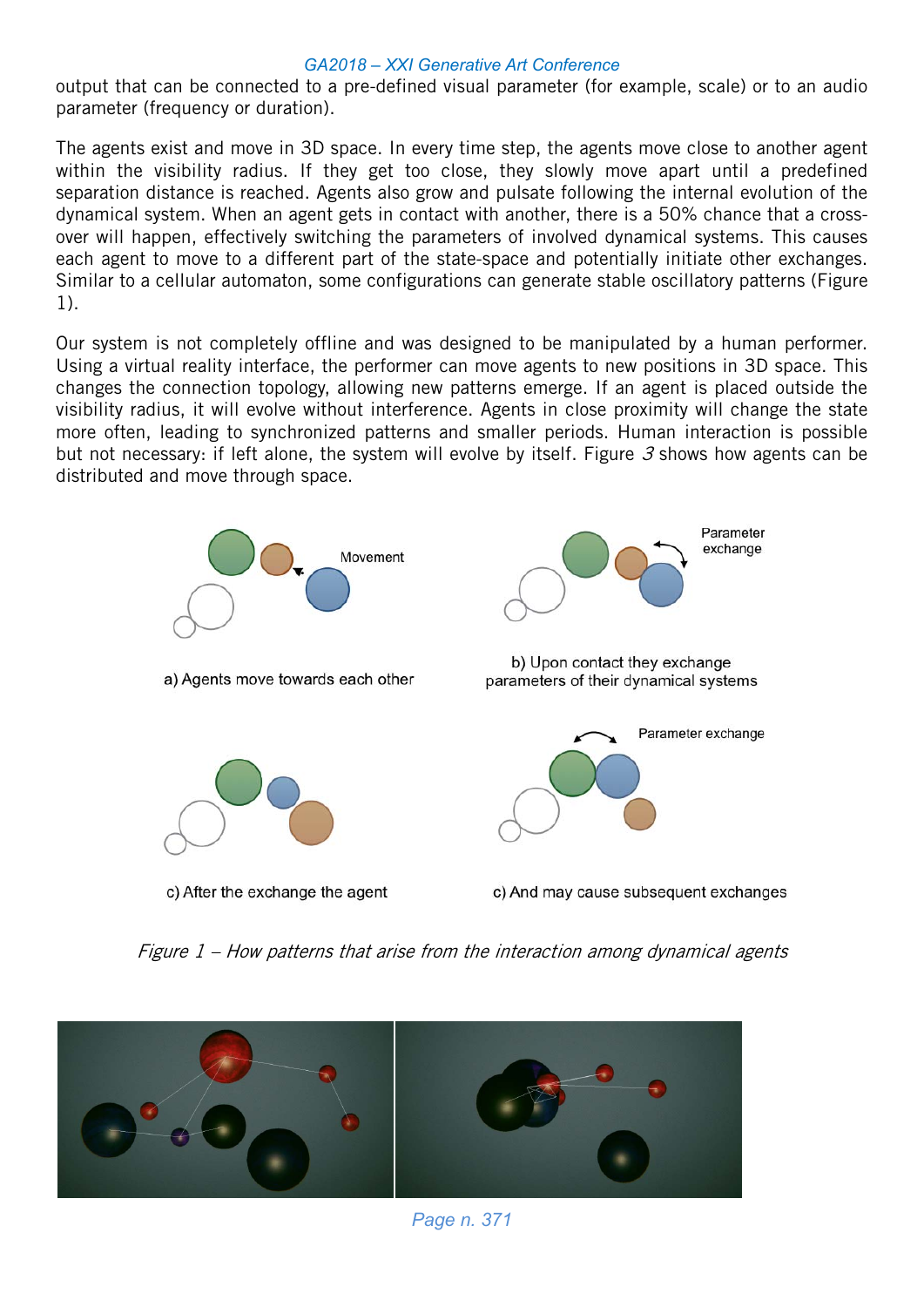output that can be connected to a pre-defined visual parameter (for example, scale) or to an audio parameter (frequency or duration).

The agents exist and move in 3D space. In every time step, the agents move close to another agent within the visibility radius. If they get too close, they slowly move apart until a predefined separation distance is reached. Agents also grow and pulsate following the internal evolution of the dynamical system. When an agent gets in contact with another, there is a 50% chance that a cross-over will happen, effectively switching the parameters of involved dynamical systems. This causes each agent to move to a different part of the state-space and potentially initiate other exchanges. Similar to a cellular automaton, some configurations can generate stable oscillatory patterns (Figure 1).

Our system is not completely offline and was designed to be manipulated by a human performer. Using a virtual reality interface, the performer can move agents to new positions in 3D space. This changes the connection topology, allowing new patterns emerge. If an agent is placed outside the visibility radius, it will evolve without interference. Agents in close proximity will change the state more often, leading to synchronized patterns and smaller periods. Human interaction is possible but not necessary: if left alone, the system will evolve by itself. Figure *3* shows how agents can be distributed and move through space.

Movement

a) Agents move towards each other

Parameter exchange

b) Upon contact they exchange parameters of their dynamical systems

c) After the exchange the agent

Parameter exchange

c) And may cause subsequent exchanges

*Figure 1 – How patterns that arise from the interaction among dynamical agents*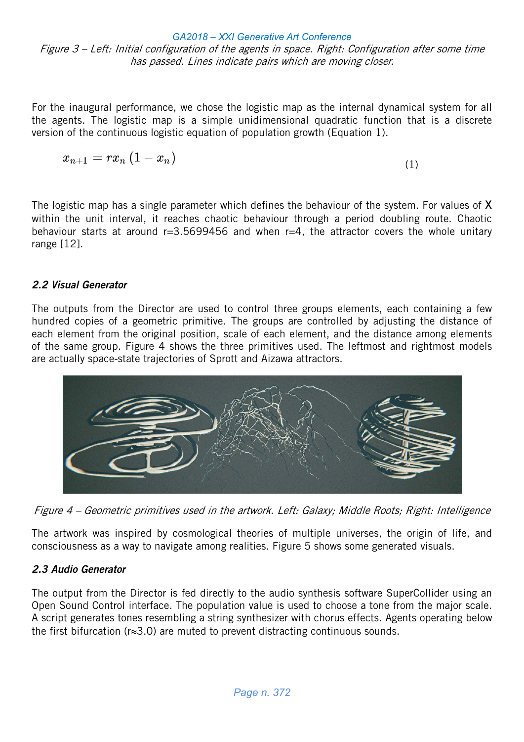*Figure 3 – Left: Initial configuration of the agents in space. Right: Configuration after some time has passed. Lines indicate pairs which are moving closer.*

For the inaugural performance, we chose the logistic map as the internal dynamical system for all the agents. The logistic map is a simple unidimensional quadratic function that is a discrete version of the continuous logistic equation of population growth (Equation 1).

$$x_{n+1} = rx_n \left(1 - x_n\right) \tag{1}$$

The logistic map has a single parameter which defines the behaviour of the system. For values of X within the unit interval, it reaches chaotic behaviour through a period doubling route. Chaotic behaviour starts at around r=3.5699456 and when r=4, the attractor covers the whole unitary range [12].

### *2.2 Visual Generator*

The outputs from the Director are used to control three groups elements, each containing a few hundred copies of a geometric primitive. The groups are controlled by adjusting the distance of each element from the original position, scale of each element, and the distance among elements of the same group. Figure 4 shows the three primitives used. The leftmost and rightmost models are actually space-state trajectories of Sprott and Aizawa attractors.

*Figure 4 – Geometric primitives used in the artwork. Left: Galaxy; Middle Roots; Right: Intelligence*

The artwork was inspired by cosmological theories of multiple universes, the origin of life, and consciousness as a way to navigate among realities. Figure 5 shows some generated visuals.

### *2.3 Audio Generator*

The output from the Director is fed directly to the audio synthesis software SuperCollider using an Open Sound Control interface. The population value is used to choose a tone from the major scale. A script generates tones resembling a string synthesizer with chorus effects. Agents operating below the first bifurcation (r≈3.0) are muted to prevent distracting continuous sounds.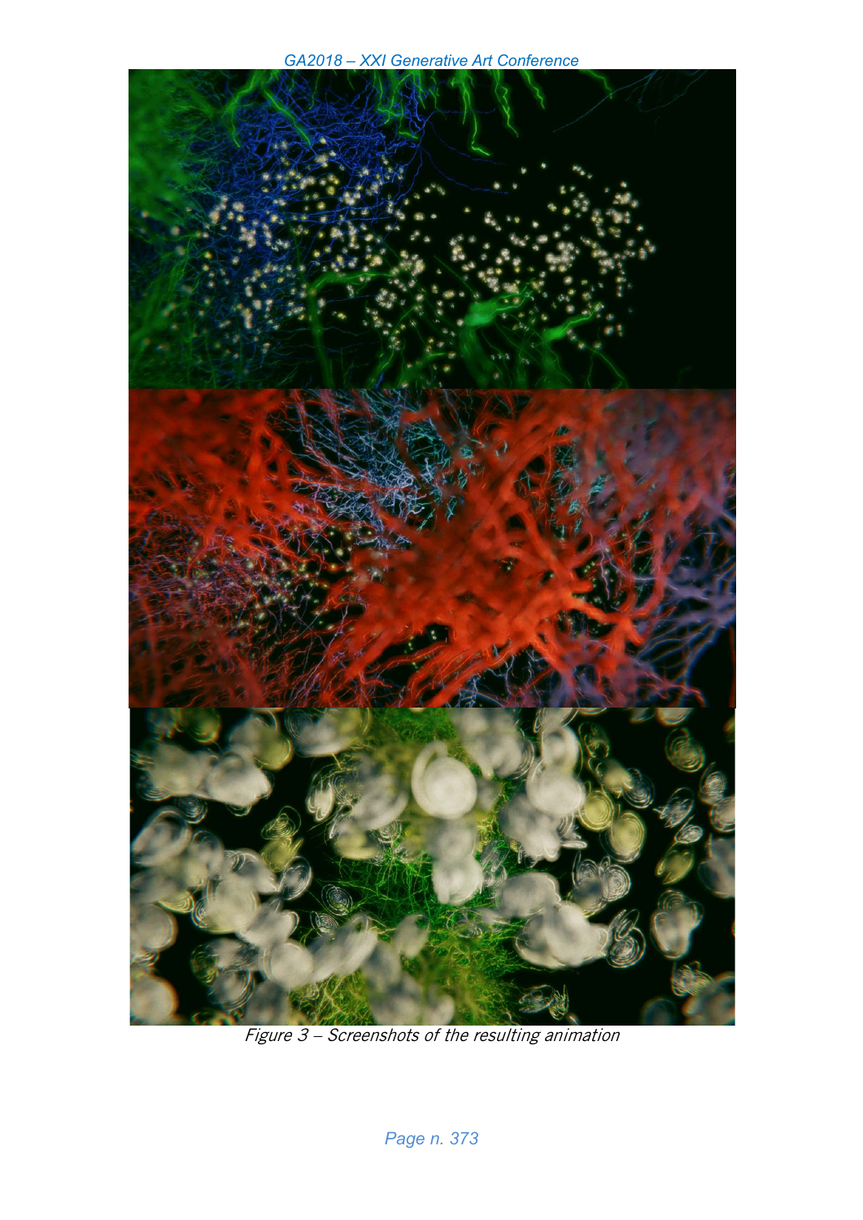*Figure 3 – Screenshots of the resulting animation*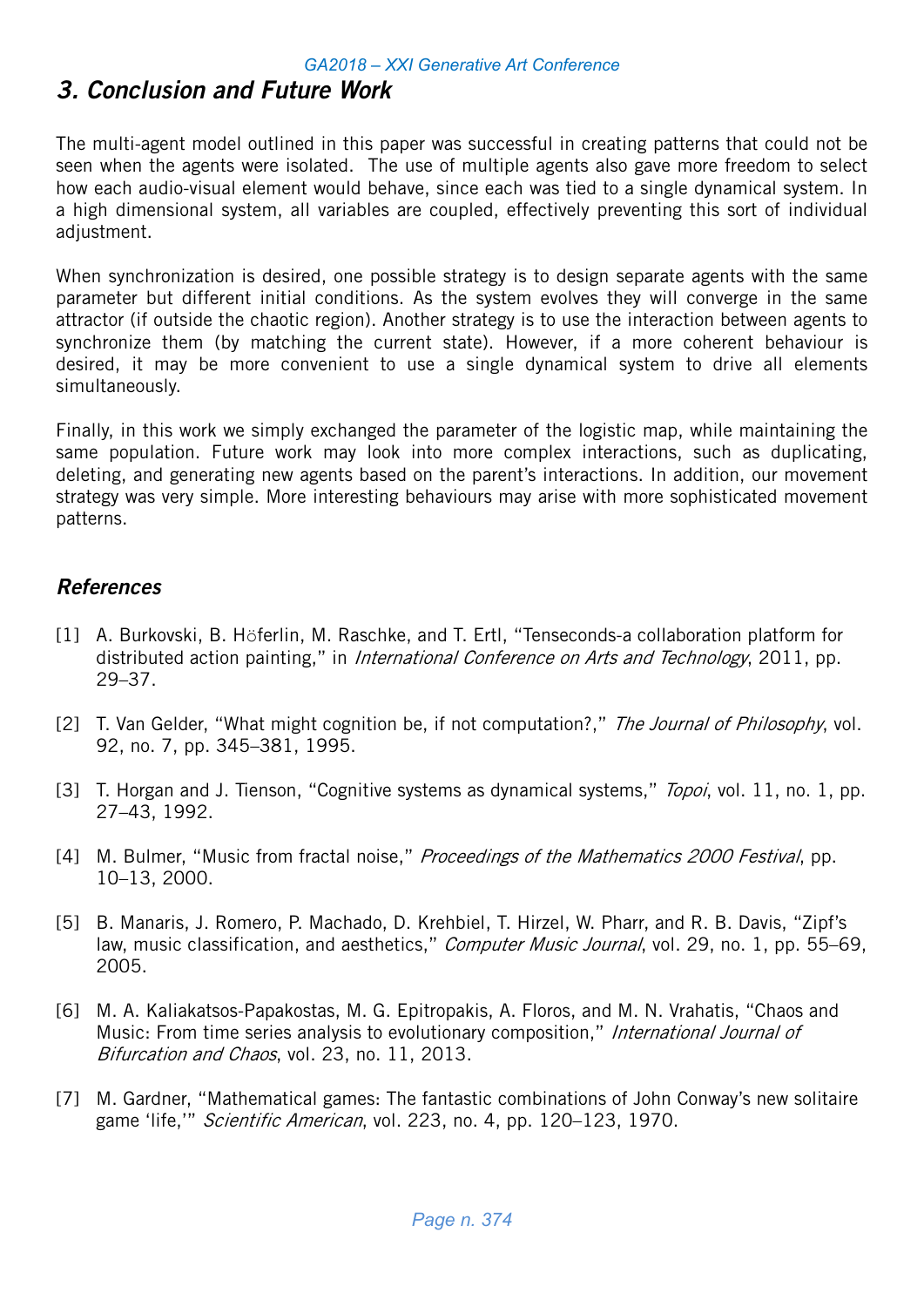## 3. Conclusion and Future Work

The multi-agent model outlined in this paper was successful in creating patterns that could not be seen when the agents were isolated. The use of multiple agents also gave more freedom to select how each audio-visual element would behave, since each was tied to a single dynamical system. In a high dimensional system, all variables are coupled, effectively preventing this sort of individual adjustment.

When synchronization is desired, one possible strategy is to design separate agents with the same parameter but different initial conditions. As the system evolves they will converge in the same attractor (if outside the chaotic region). Another strategy is to use the interaction between agents to synchronize them (by matching the current state). However, if a more coherent behaviour is desired, it may be more convenient to use a single dynamical system to drive all elements simultaneously.

Finally, in this work we simply exchanged the parameter of the logistic map, while maintaining the same population. Future work may look into more complex interactions, such as duplicating, deleting, and generating new agents based on the parent's interactions. In addition, our movement strategy was very simple. More interesting behaviours may arise with more sophisticated movement patterns.

## References

[1] A. Burkovski, B. Höferlin, M. Raschke, and T. Ertl, "Tenseconds-a collaboration platform for distributed action painting," in *International Conference on Arts and Technology*, 2011, pp. 29–37.

[2] T. Van Gelder, "What might cognition be, if not computation?," *The Journal of Philosophy*, vol. 92, no. 7, pp. 345–381, 1995.

[3] T. Horgan and J. Tienson, "Cognitive systems as dynamical systems," *Topoi*, vol. 11, no. 1, pp. 27–43, 1992.

[4] M. Bulmer, "Music from fractal noise," *Proceedings of the Mathematics 2000 Festival*, pp. 10–13, 2000.

[5] B. Manaris, J. Romero, P. Machado, D. Krehbiel, T. Hirzel, W. Pharr, and R. B. Davis, "Zipf's law, music classification, and aesthetics," *Computer Music Journal*, vol. 29, no. 1, pp. 55–69, 2005.

[6] M. A. Kaliakatsos-Papakostas, M. G. Epitropakis, A. Floros, and M. N. Vrahatis, "Chaos and Music: From time series analysis to evolutionary composition," *International Journal of Bifurcation and Chaos*, vol. 23, no. 11, 2013.

[7] M. Gardner, "Mathematical games: The fantastic combinations of John Conway's new solitaire game 'life,'" *Scientific American*, vol. 223, no. 4, pp. 120–123, 1970.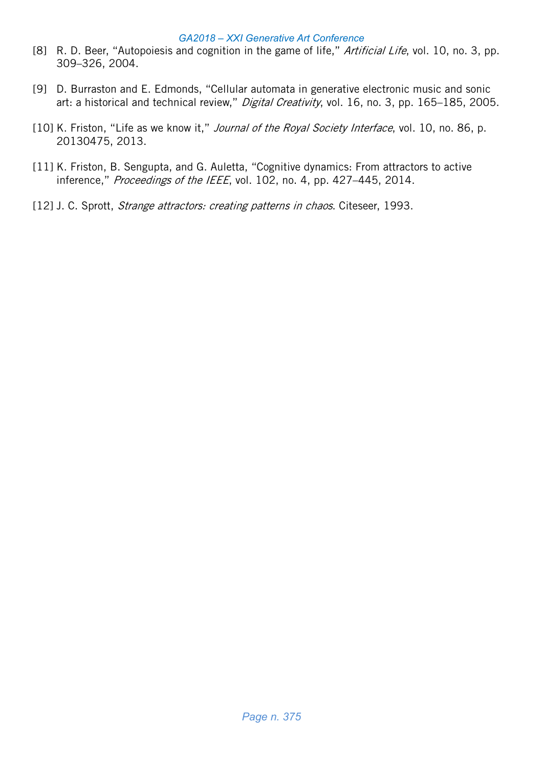[8] R. D. Beer, "Autopoiesis and cognition in the game of life," *Artificial Life*, vol. 10, no. 3, pp. 309–326, 2004.

[9] D. Burraston and E. Edmonds, "Cellular automata in generative electronic music and sonic art: a historical and technical review," *Digital Creativity*, vol. 16, no. 3, pp. 165–185, 2005.

[10] K. Friston, "Life as we know it," *Journal of the Royal Society Interface*, vol. 10, no. 86, p. 20130475, 2013.

[11] K. Friston, B. Sengupta, and G. Auletta, "Cognitive dynamics: From attractors to active inference," *Proceedings of the IEEE*, vol. 102, no. 4, pp. 427–445, 2014.

[12] J. C. Sprott, *Strange attractors: creating patterns in chaos*. Citeseer, 1993.